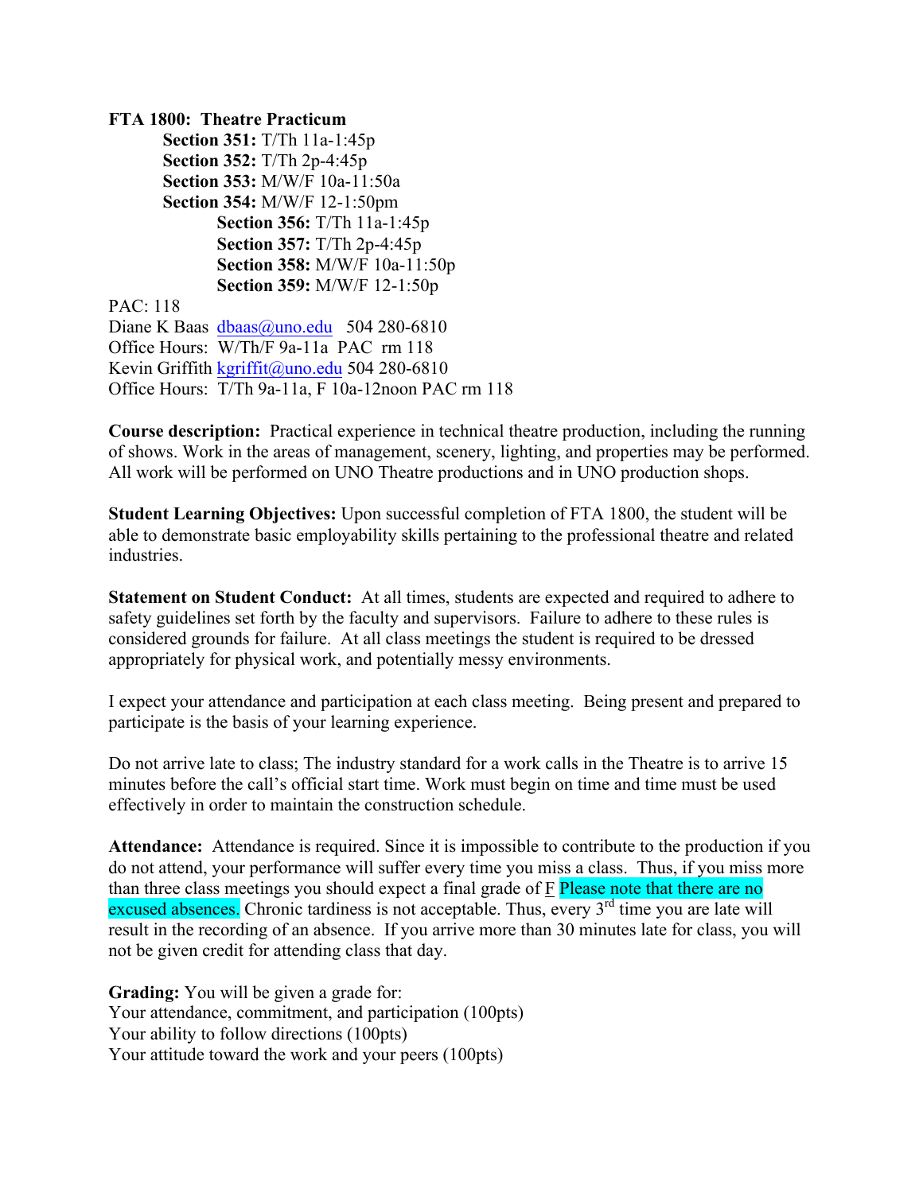**FTA 1800: Theatre Practicum**

**Section 351:** T/Th 11a-1:45p
**Section 352:** T/Th 2p-4:45p
**Section 353:** M/W/F 10a-11:50a
**Section 354:** M/W/F 12-1:50pm
**Section 356:** T/Th 11a-1:45p
**Section 357:** T/Th 2p-4:45p
**Section 358:** M/W/F 10a-11:50p
**Section 359:** M/W/F 12-1:50p

PAC: 118
Diane K Baas dbaas@uno.edu 504 280-6810
Office Hours: W/Th/F 9a-11a PAC rm 118
Kevin Griffith kgriffit@uno.edu 504 280-6810
Office Hours: T/Th 9a-11a, F 10a-12noon PAC rm 118

**Course description:** Practical experience in technical theatre production, including the running of shows. Work in the areas of management, scenery, lighting, and properties may be performed. All work will be performed on UNO Theatre productions and in UNO production shops.

**Student Learning Objectives:** Upon successful completion of FTA 1800, the student will be able to demonstrate basic employability skills pertaining to the professional theatre and related industries.

**Statement on Student Conduct:** At all times, students are expected and required to adhere to safety guidelines set forth by the faculty and supervisors. Failure to adhere to these rules is considered grounds for failure. At all class meetings the student is required to be dressed appropriately for physical work, and potentially messy environments.

I expect your attendance and participation at each class meeting. Being present and prepared to participate is the basis of your learning experience.

Do not arrive late to class; The industry standard for a work calls in the Theatre is to arrive 15 minutes before the call's official start time. Work must begin on time and time must be used effectively in order to maintain the construction schedule.

**Attendance:** Attendance is required. Since it is impossible to contribute to the production if you do not attend, your performance will suffer every time you miss a class. Thus, if you miss more than three class meetings you should expect a final grade of F Please note that there are no excused absences. Chronic tardiness is not acceptable. Thus, every 3rd time you are late will result in the recording of an absence. If you arrive more than 30 minutes late for class, you will not be given credit for attending class that day.

**Grading:** You will be given a grade for:
Your attendance, commitment, and participation (100pts)
Your ability to follow directions (100pts)
Your attitude toward the work and your peers (100pts)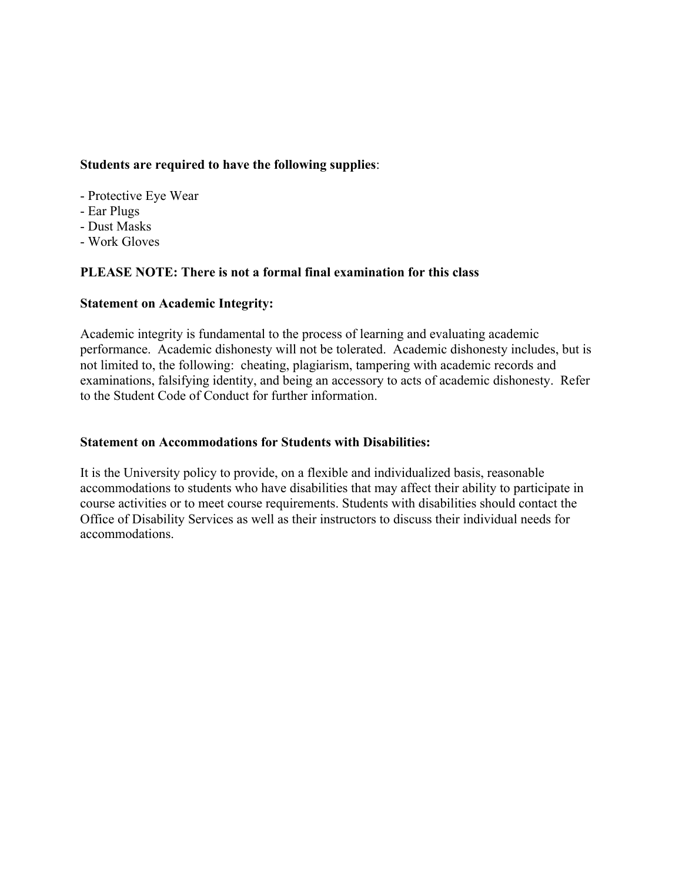**Students are required to have the following supplies**:

- Protective Eye Wear
- Ear Plugs
- Dust Masks
- Work Gloves

**PLEASE NOTE: There is not a formal final examination for this class**

**Statement on Academic Integrity:**

Academic integrity is fundamental to the process of learning and evaluating academic performance. Academic dishonesty will not be tolerated. Academic dishonesty includes, but is not limited to, the following: cheating, plagiarism, tampering with academic records and examinations, falsifying identity, and being an accessory to acts of academic dishonesty. Refer to the Student Code of Conduct for further information.

**Statement on Accommodations for Students with Disabilities:**

It is the University policy to provide, on a flexible and individualized basis, reasonable accommodations to students who have disabilities that may affect their ability to participate in course activities or to meet course requirements. Students with disabilities should contact the Office of Disability Services as well as their instructors to discuss their individual needs for accommodations.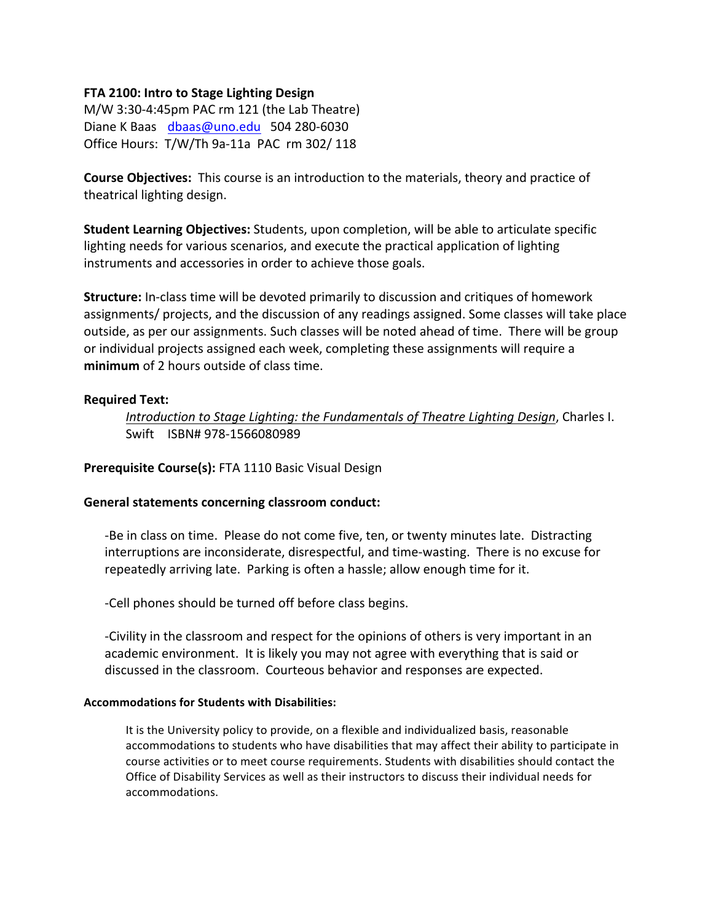**FTA 2100: Intro to Stage Lighting Design**
M/W 3:30-4:45pm PAC rm 121 (the Lab Theatre)
Diane K Baas   dbaas@uno.edu   504 280-6030
Office Hours:  T/W/Th 9a-11a  PAC  rm 302/ 118

**Course Objectives:**  This course is an introduction to the materials, theory and practice of theatrical lighting design.

**Student Learning Objectives:** Students, upon completion, will be able to articulate specific lighting needs for various scenarios, and execute the practical application of lighting instruments and accessories in order to achieve those goals.

**Structure:** In-class time will be devoted primarily to discussion and critiques of homework assignments/ projects, and the discussion of any readings assigned. Some classes will take place outside, as per our assignments. Such classes will be noted ahead of time.  There will be group or individual projects assigned each week, completing these assignments will require a **minimum** of 2 hours outside of class time.

**Required Text:**

*Introduction to Stage Lighting: the Fundamentals of Theatre Lighting Design*, Charles I. Swift    ISBN# 978-1566080989

**Prerequisite Course(s):** FTA 1110 Basic Visual Design

**General statements concerning classroom conduct:**

-Be in class on time.  Please do not come five, ten, or twenty minutes late.  Distracting interruptions are inconsiderate, disrespectful, and time-wasting.  There is no excuse for repeatedly arriving late.  Parking is often a hassle; allow enough time for it.

-Cell phones should be turned off before class begins.

-Civility in the classroom and respect for the opinions of others is very important in an academic environment.  It is likely you may not agree with everything that is said or discussed in the classroom.  Courteous behavior and responses are expected.

**Accommodations for Students with Disabilities:**

It is the University policy to provide, on a flexible and individualized basis, reasonable accommodations to students who have disabilities that may affect their ability to participate in course activities or to meet course requirements. Students with disabilities should contact the Office of Disability Services as well as their instructors to discuss their individual needs for accommodations.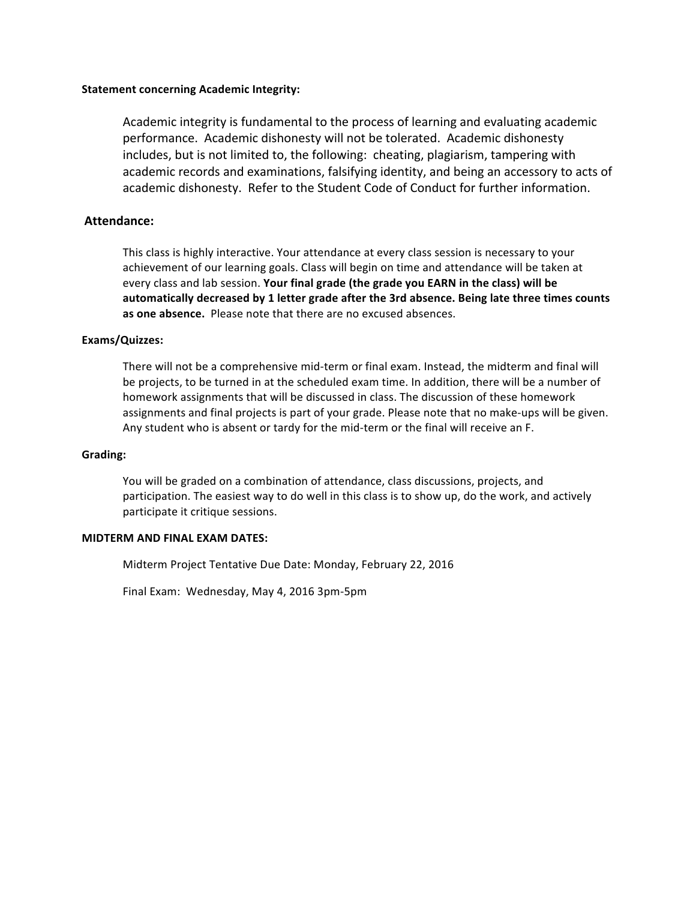**Statement concerning Academic Integrity:**

Academic integrity is fundamental to the process of learning and evaluating academic performance. Academic dishonesty will not be tolerated. Academic dishonesty includes, but is not limited to, the following: cheating, plagiarism, tampering with academic records and examinations, falsifying identity, and being an accessory to acts of academic dishonesty. Refer to the Student Code of Conduct for further information.

**Attendance:**

This class is highly interactive. Your attendance at every class session is necessary to your achievement of our learning goals. Class will begin on time and attendance will be taken at every class and lab session. **Your final grade (the grade you EARN in the class) will be automatically decreased by 1 letter grade after the 3rd absence. Being late three times counts as one absence.** Please note that there are no excused absences.

**Exams/Quizzes:**

There will not be a comprehensive mid-term or final exam. Instead, the midterm and final will be projects, to be turned in at the scheduled exam time. In addition, there will be a number of homework assignments that will be discussed in class. The discussion of these homework assignments and final projects is part of your grade. Please note that no make-ups will be given. Any student who is absent or tardy for the mid-term or the final will receive an F.

**Grading:**

You will be graded on a combination of attendance, class discussions, projects, and participation. The easiest way to do well in this class is to show up, do the work, and actively participate it critique sessions.

**MIDTERM AND FINAL EXAM DATES:**

Midterm Project Tentative Due Date: Monday, February 22, 2016

Final Exam: Wednesday, May 4, 2016 3pm-5pm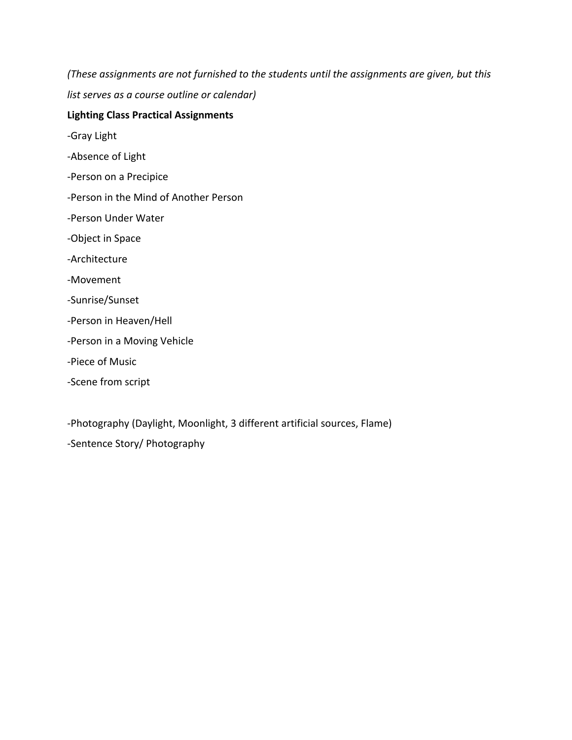*(These assignments are not furnished to the students until the assignments are given, but this list serves as a course outline or calendar)*

**Lighting Class Practical Assignments**

-Gray Light

-Absence of Light

-Person on a Precipice

-Person in the Mind of Another Person

-Person Under Water

-Object in Space

-Architecture

-Movement

-Sunrise/Sunset

-Person in Heaven/Hell

-Person in a Moving Vehicle

-Piece of Music

-Scene from script

-Photography (Daylight, Moonlight, 3 different artificial sources, Flame)

-Sentence Story/ Photography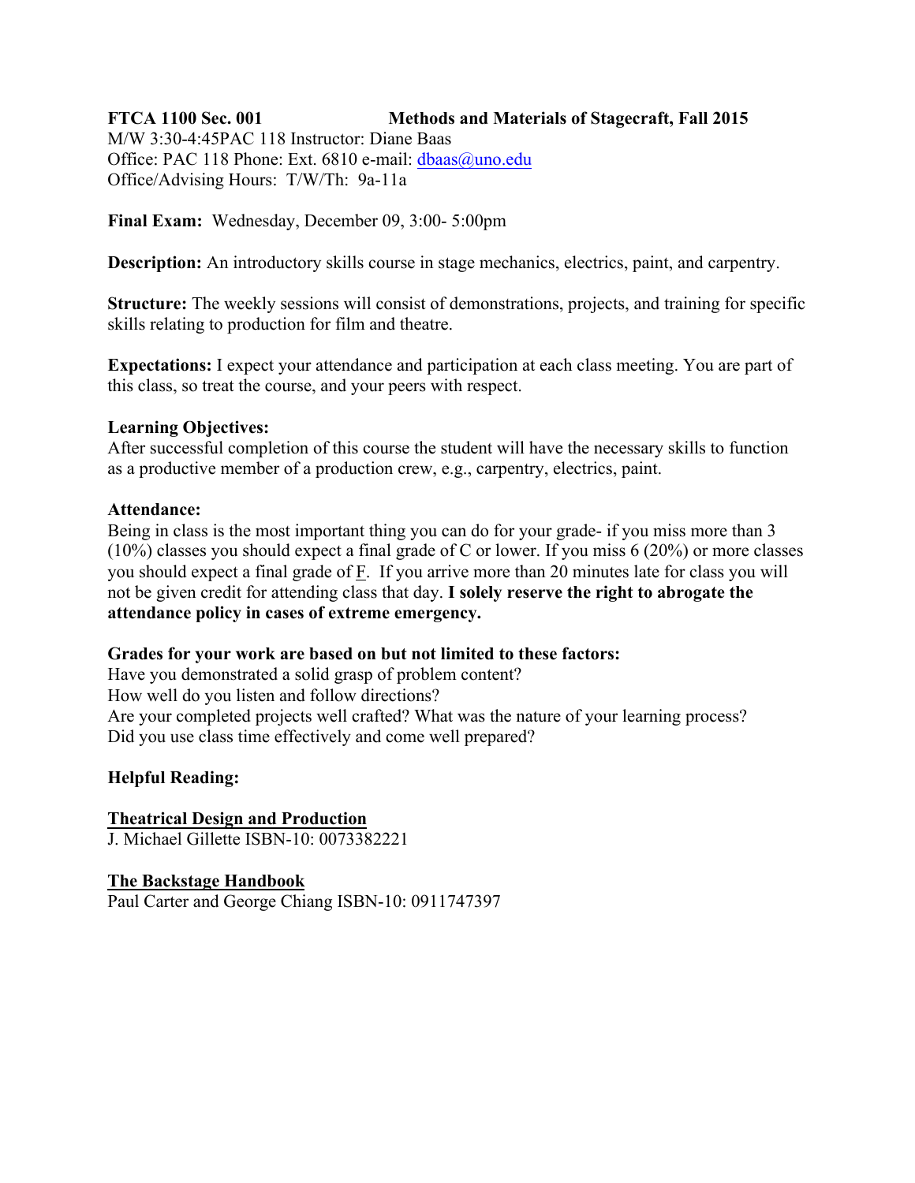**FTCA 1100 Sec. 001 Methods and Materials of Stagecraft, Fall 2015**

M/W 3:30-4:45PAC 118 Instructor: Diane Baas
Office: PAC 118 Phone: Ext. 6810 e-mail: dbaas@uno.edu
Office/Advising Hours: T/W/Th: 9a-11a

**Final Exam:** Wednesday, December 09, 3:00- 5:00pm

**Description:** An introductory skills course in stage mechanics, electrics, paint, and carpentry.

**Structure:** The weekly sessions will consist of demonstrations, projects, and training for specific skills relating to production for film and theatre.

**Expectations:** I expect your attendance and participation at each class meeting. You are part of this class, so treat the course, and your peers with respect.

**Learning Objectives:**
After successful completion of this course the student will have the necessary skills to function as a productive member of a production crew, e.g., carpentry, electrics, paint.

**Attendance:**
Being in class is the most important thing you can do for your grade- if you miss more than 3 (10%) classes you should expect a final grade of C or lower. If you miss 6 (20%) or more classes you should expect a final grade of F. If you arrive more than 20 minutes late for class you will not be given credit for attending class that day. **I solely reserve the right to abrogate the attendance policy in cases of extreme emergency.**

**Grades for your work are based on but not limited to these factors:**
Have you demonstrated a solid grasp of problem content?
How well do you listen and follow directions?
Are your completed projects well crafted? What was the nature of your learning process?
Did you use class time effectively and come well prepared?

**Helpful Reading:**

**Theatrical Design and Production**
J. Michael Gillette ISBN-10: 0073382221

**The Backstage Handbook**
Paul Carter and George Chiang ISBN-10: 0911747397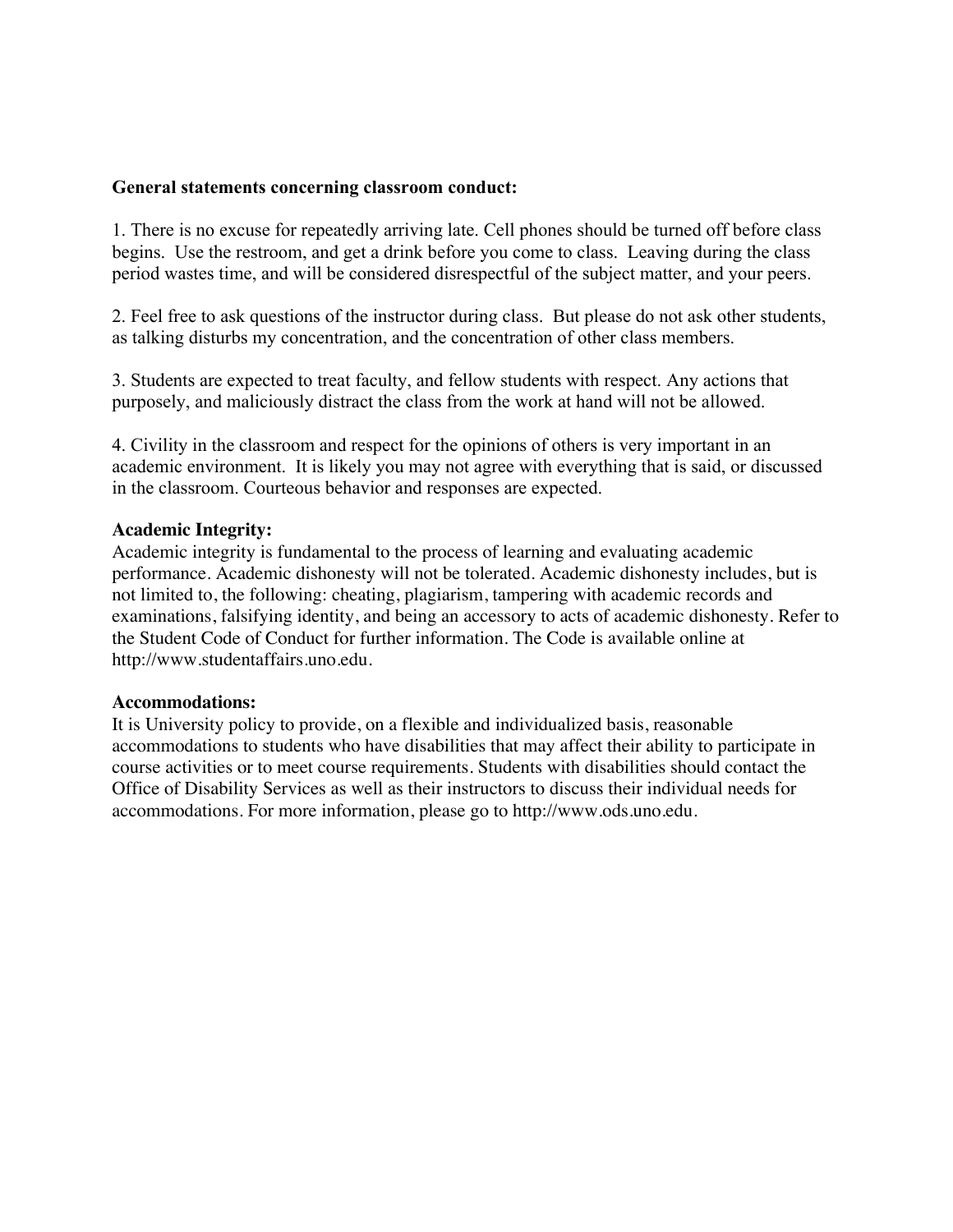**General statements concerning classroom conduct:**

1. There is no excuse for repeatedly arriving late. Cell phones should be turned off before class begins. Use the restroom, and get a drink before you come to class. Leaving during the class period wastes time, and will be considered disrespectful of the subject matter, and your peers.

2. Feel free to ask questions of the instructor during class. But please do not ask other students, as talking disturbs my concentration, and the concentration of other class members.

3. Students are expected to treat faculty, and fellow students with respect. Any actions that purposely, and maliciously distract the class from the work at hand will not be allowed.

4. Civility in the classroom and respect for the opinions of others is very important in an academic environment. It is likely you may not agree with everything that is said, or discussed in the classroom. Courteous behavior and responses are expected.

**Academic Integrity:**
Academic integrity is fundamental to the process of learning and evaluating academic performance. Academic dishonesty will not be tolerated. Academic dishonesty includes, but is not limited to, the following: cheating, plagiarism, tampering with academic records and examinations, falsifying identity, and being an accessory to acts of academic dishonesty. Refer to the Student Code of Conduct for further information. The Code is available online at http://www.studentaffairs.uno.edu.

**Accommodations:**
It is University policy to provide, on a flexible and individualized basis, reasonable accommodations to students who have disabilities that may affect their ability to participate in course activities or to meet course requirements. Students with disabilities should contact the Office of Disability Services as well as their instructors to discuss their individual needs for accommodations. For more information, please go to http://www.ods.uno.edu.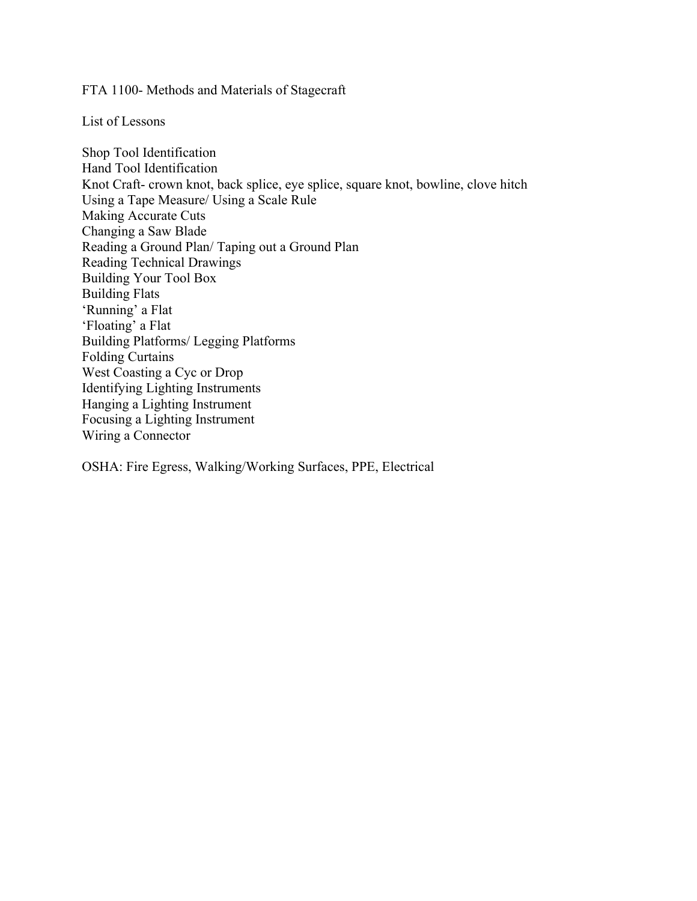FTA 1100- Methods and Materials of Stagecraft

List of Lessons

Shop Tool Identification
Hand Tool Identification
Knot Craft- crown knot, back splice, eye splice, square knot, bowline, clove hitch
Using a Tape Measure/ Using a Scale Rule
Making Accurate Cuts
Changing a Saw Blade
Reading a Ground Plan/ Taping out a Ground Plan
Reading Technical Drawings
Building Your Tool Box
Building Flats
'Running' a Flat
'Floating' a Flat
Building Platforms/ Legging Platforms
Folding Curtains
West Coasting a Cyc or Drop
Identifying Lighting Instruments
Hanging a Lighting Instrument
Focusing a Lighting Instrument
Wiring a Connector

OSHA: Fire Egress, Walking/Working Surfaces, PPE, Electrical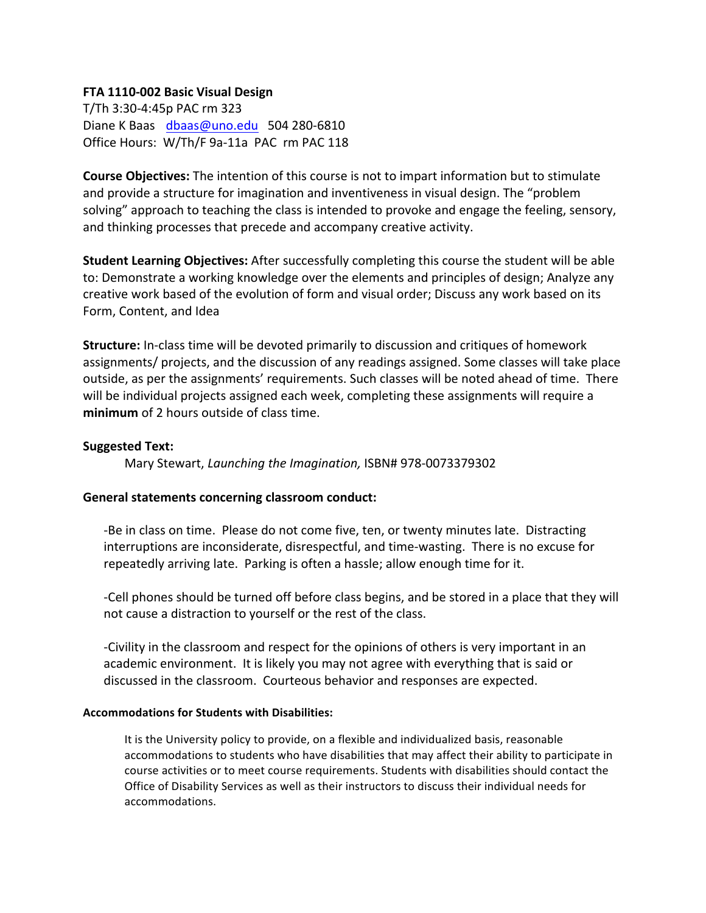**FTA 1110-002 Basic Visual Design**
T/Th 3:30-4:45p PAC rm 323
Diane K Baas   dbaas@uno.edu   504 280-6810
Office Hours:  W/Th/F 9a-11a  PAC  rm PAC 118

**Course Objectives:** The intention of this course is not to impart information but to stimulate and provide a structure for imagination and inventiveness in visual design. The "problem solving" approach to teaching the class is intended to provoke and engage the feeling, sensory, and thinking processes that precede and accompany creative activity.

**Student Learning Objectives:** After successfully completing this course the student will be able to: Demonstrate a working knowledge over the elements and principles of design; Analyze any creative work based of the evolution of form and visual order; Discuss any work based on its Form, Content, and Idea

**Structure:** In-class time will be devoted primarily to discussion and critiques of homework assignments/ projects, and the discussion of any readings assigned. Some classes will take place outside, as per the assignments' requirements. Such classes will be noted ahead of time.  There will be individual projects assigned each week, completing these assignments will require a **minimum** of 2 hours outside of class time.

**Suggested Text:**

Mary Stewart, *Launching the Imagination,* ISBN# 978-0073379302

**General statements concerning classroom conduct:**

-Be in class on time.  Please do not come five, ten, or twenty minutes late.  Distracting interruptions are inconsiderate, disrespectful, and time-wasting.  There is no excuse for repeatedly arriving late.  Parking is often a hassle; allow enough time for it.

-Cell phones should be turned off before class begins, and be stored in a place that they will not cause a distraction to yourself or the rest of the class.

-Civility in the classroom and respect for the opinions of others is very important in an academic environment.  It is likely you may not agree with everything that is said or discussed in the classroom.  Courteous behavior and responses are expected.

**Accommodations for Students with Disabilities:**

It is the University policy to provide, on a flexible and individualized basis, reasonable accommodations to students who have disabilities that may affect their ability to participate in course activities or to meet course requirements. Students with disabilities should contact the Office of Disability Services as well as their instructors to discuss their individual needs for accommodations.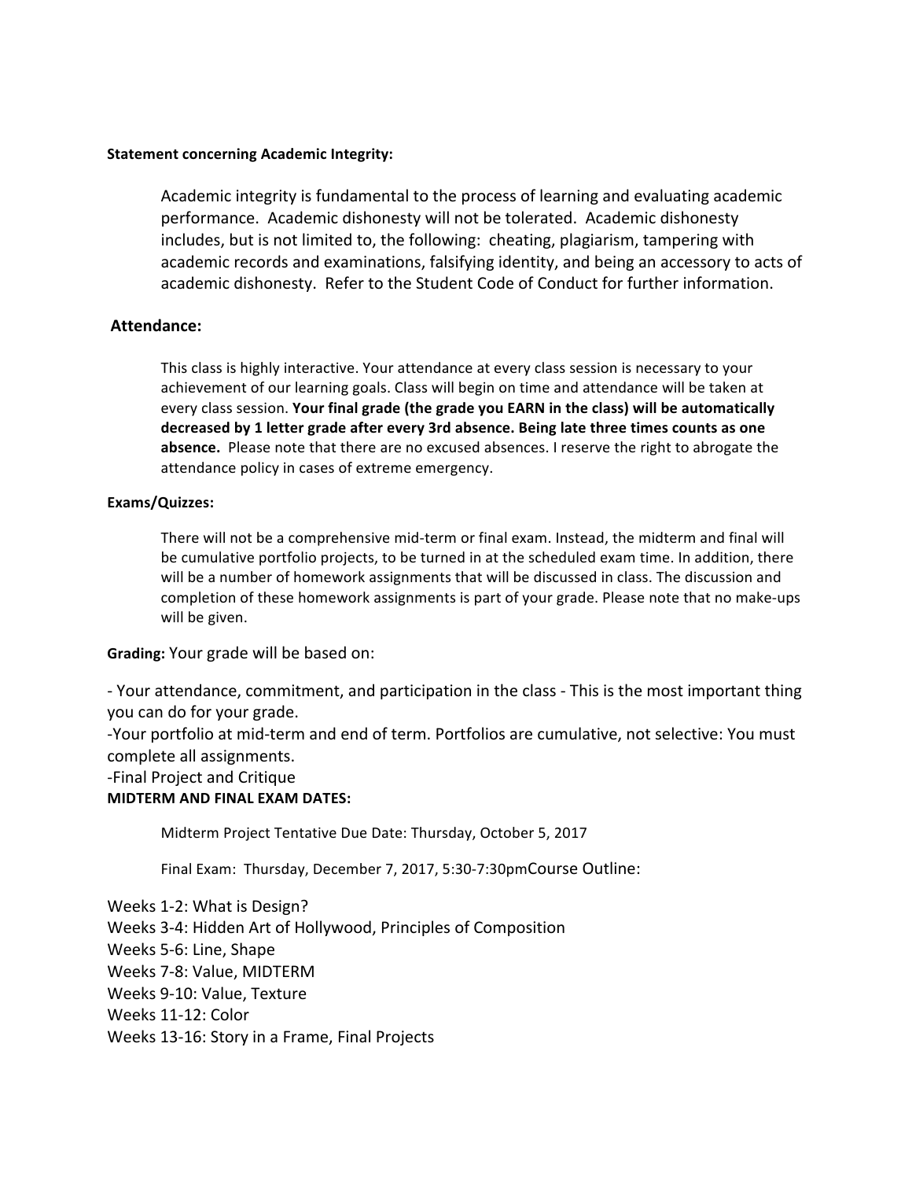**Statement concerning Academic Integrity:**

Academic integrity is fundamental to the process of learning and evaluating academic performance. Academic dishonesty will not be tolerated. Academic dishonesty includes, but is not limited to, the following: cheating, plagiarism, tampering with academic records and examinations, falsifying identity, and being an accessory to acts of academic dishonesty. Refer to the Student Code of Conduct for further information.

**Attendance:**

This class is highly interactive. Your attendance at every class session is necessary to your achievement of our learning goals. Class will begin on time and attendance will be taken at every class session. **Your final grade (the grade you EARN in the class) will be automatically decreased by 1 letter grade after every 3rd absence. Being late three times counts as one absence.** Please note that there are no excused absences. I reserve the right to abrogate the attendance policy in cases of extreme emergency.

**Exams/Quizzes:**

There will not be a comprehensive mid-term or final exam. Instead, the midterm and final will be cumulative portfolio projects, to be turned in at the scheduled exam time. In addition, there will be a number of homework assignments that will be discussed in class. The discussion and completion of these homework assignments is part of your grade. Please note that no make-ups will be given.

**Grading:** Your grade will be based on:

- Your attendance, commitment, and participation in the class - This is the most important thing you can do for your grade.
- Your portfolio at mid-term and end of term. Portfolios are cumulative, not selective: You must complete all assignments.
- Final Project and Critique

**MIDTERM AND FINAL EXAM DATES:**

Midterm Project Tentative Due Date: Thursday, October 5, 2017

Final Exam: Thursday, December 7, 2017, 5:30-7:30pm

Course Outline:

Weeks 1-2: What is Design?
Weeks 3-4: Hidden Art of Hollywood, Principles of Composition
Weeks 5-6: Line, Shape
Weeks 7-8: Value, MIDTERM
Weeks 9-10: Value, Texture
Weeks 11-12: Color
Weeks 13-16: Story in a Frame, Final Projects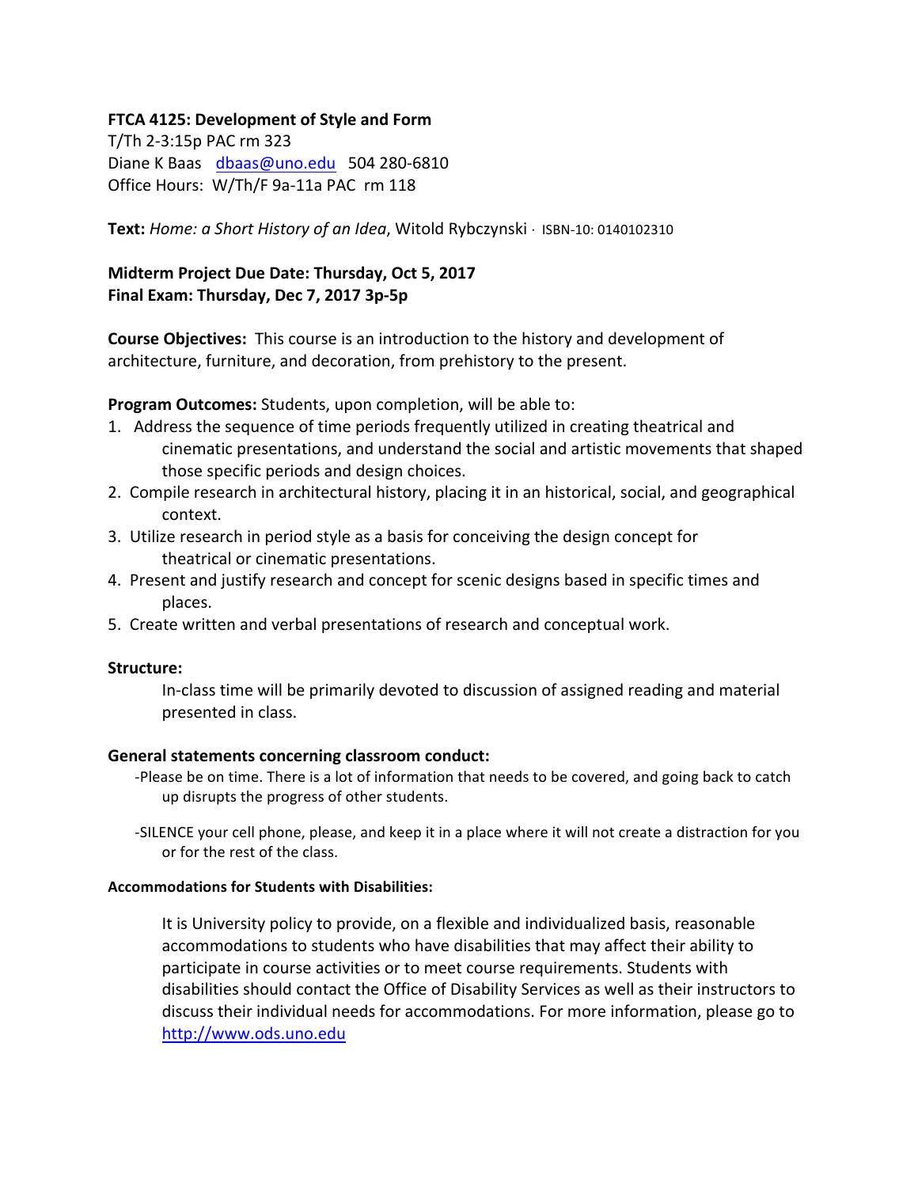**FTCA 4125: Development of Style and Form**
T/Th 2-3:15p PAC rm 323
Diane K Baas dbaas@uno.edu 504 280-6810
Office Hours: W/Th/F 9a-11a PAC rm 118

**Text:** *Home: a Short History of an Idea*, Witold Rybczynski · ISBN-10: 0140102310

**Midterm Project Due Date: Thursday, Oct 5, 2017**
**Final Exam: Thursday, Dec 7, 2017 3p-5p**

**Course Objectives:** This course is an introduction to the history and development of architecture, furniture, and decoration, from prehistory to the present.

**Program Outcomes:** Students, upon completion, will be able to:

1. Address the sequence of time periods frequently utilized in creating theatrical and cinematic presentations, and understand the social and artistic movements that shaped those specific periods and design choices.
2. Compile research in architectural history, placing it in an historical, social, and geographical context.
3. Utilize research in period style as a basis for conceiving the design concept for theatrical or cinematic presentations.
4. Present and justify research and concept for scenic designs based in specific times and places.
5. Create written and verbal presentations of research and conceptual work.

**Structure:**

In-class time will be primarily devoted to discussion of assigned reading and material presented in class.

**General statements concerning classroom conduct:**

-Please be on time. There is a lot of information that needs to be covered, and going back to catch up disrupts the progress of other students.

-SILENCE your cell phone, please, and keep it in a place where it will not create a distraction for you or for the rest of the class.

**Accommodations for Students with Disabilities:**

It is University policy to provide, on a flexible and individualized basis, reasonable accommodations to students who have disabilities that may affect their ability to participate in course activities or to meet course requirements. Students with disabilities should contact the Office of Disability Services as well as their instructors to discuss their individual needs for accommodations. For more information, please go to http://www.ods.uno.edu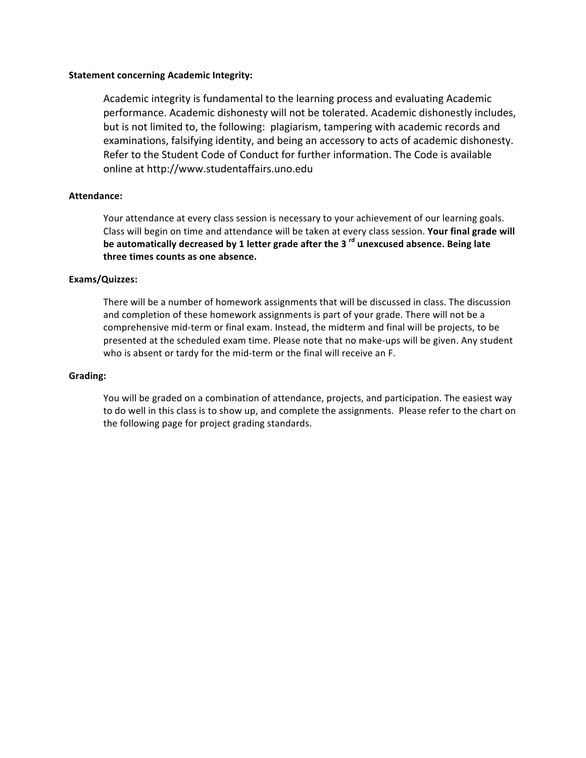**Statement concerning Academic Integrity:**

Academic integrity is fundamental to the learning process and evaluating Academic performance. Academic dishonesty will not be tolerated. Academic dishonestly includes, but is not limited to, the following: plagiarism, tampering with academic records and examinations, falsifying identity, and being an accessory to acts of academic dishonesty. Refer to the Student Code of Conduct for further information. The Code is available online at http://www.studentaffairs.uno.edu

**Attendance:**

Your attendance at every class session is necessary to your achievement of our learning goals. Class will begin on time and attendance will be taken at every class session. **Your final grade will be automatically decreased by 1 letter grade after the 3rd unexcused absence. Being late three times counts as one absence.**

**Exams/Quizzes:**

There will be a number of homework assignments that will be discussed in class. The discussion and completion of these homework assignments is part of your grade. There will not be a comprehensive mid-term or final exam. Instead, the midterm and final will be projects, to be presented at the scheduled exam time. Please note that no make-ups will be given. Any student who is absent or tardy for the mid-term or the final will receive an F.

**Grading:**

You will be graded on a combination of attendance, projects, and participation. The easiest way to do well in this class is to show up, and complete the assignments. Please refer to the chart on the following page for project grading standards.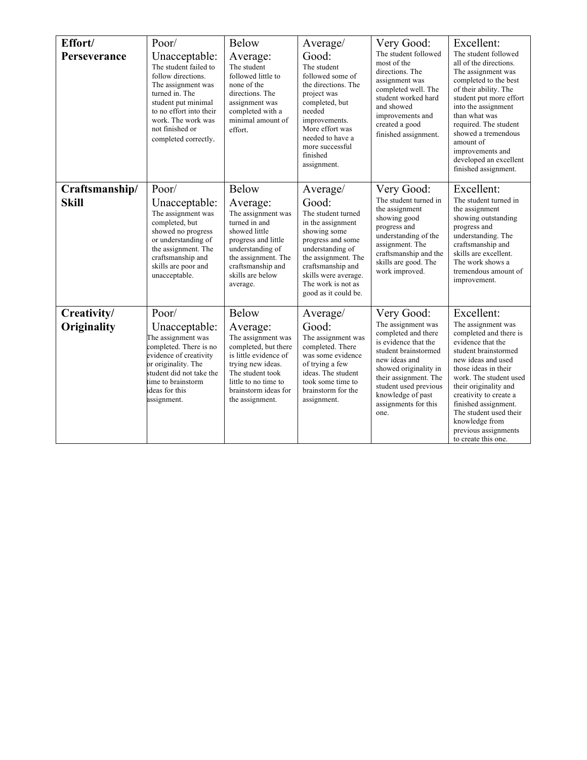| **Effort/ Perseverance** | Poor/ Unacceptable: The student failed to follow directions. The assignment was turned in. The student put minimal to no effort into their work. The work was not finished or completed correctly. | Below Average: The student followed little to none of the directions. The assignment was completed with a minimal amount of effort. | Average/ Good: The student followed some of the directions. The project was completed, but needed improvements. More effort was needed to have a more successful finished assignment. | Very Good: The student followed most of the directions. The assignment was completed well. The student worked hard and showed improvements and created a good finished assignment. | Excellent: The student followed all of the directions. The assignment was completed to the best of their ability. The student put more effort into the assignment than what was required. The student showed a tremendous amount of improvements and developed an excellent finished assignment. |
|---|---|---|---|---|---|
| **Craftsmanship/ Skill** | Poor/ Unacceptable: The assignment was completed, but showed no progress or understanding of the assignment. The craftsmanship and skills are poor and unacceptable. | Below Average: The assignment was turned in and showed little progress and little understanding of the assignment. The craftsmanship and skills are below average. | Average/ Good: The student turned in the assignment showing some progress and some understanding of the assignment. The craftsmanship and skills were average. The work is not as good as it could be. | Very Good: The student turned in the assignment showing good progress and understanding of the assignment. The craftsmanship and the skills are good. The work improved. | Excellent: The student turned in the assignment showing outstanding progress and understanding. The craftsmanship and skills are excellent. The work shows a tremendous amount of improvement. |
| **Creativity/ Originality** | Poor/ Unacceptable: The assignment was completed. There is no evidence of creativity or originality. The student did not take the time to brainstorm ideas for this assignment. | Below Average: The assignment was completed, but there is little evidence of trying new ideas. The student took little to no time to brainstorm ideas for the assignment. | Average/ Good: The assignment was completed. There was some evidence of trying a few ideas. The student took some time to brainstorm for the assignment. | Very Good: The assignment was completed and there is evidence that the student brainstormed new ideas and showed originality in their assignment. The student used previous knowledge of past assignments for this one. | Excellent: The assignment was completed and there is evidence that the student brainstormed new ideas and used those ideas in their work. The student used their originality and creativity to create a finished assignment. The student used their knowledge from previous assignments to create this one. |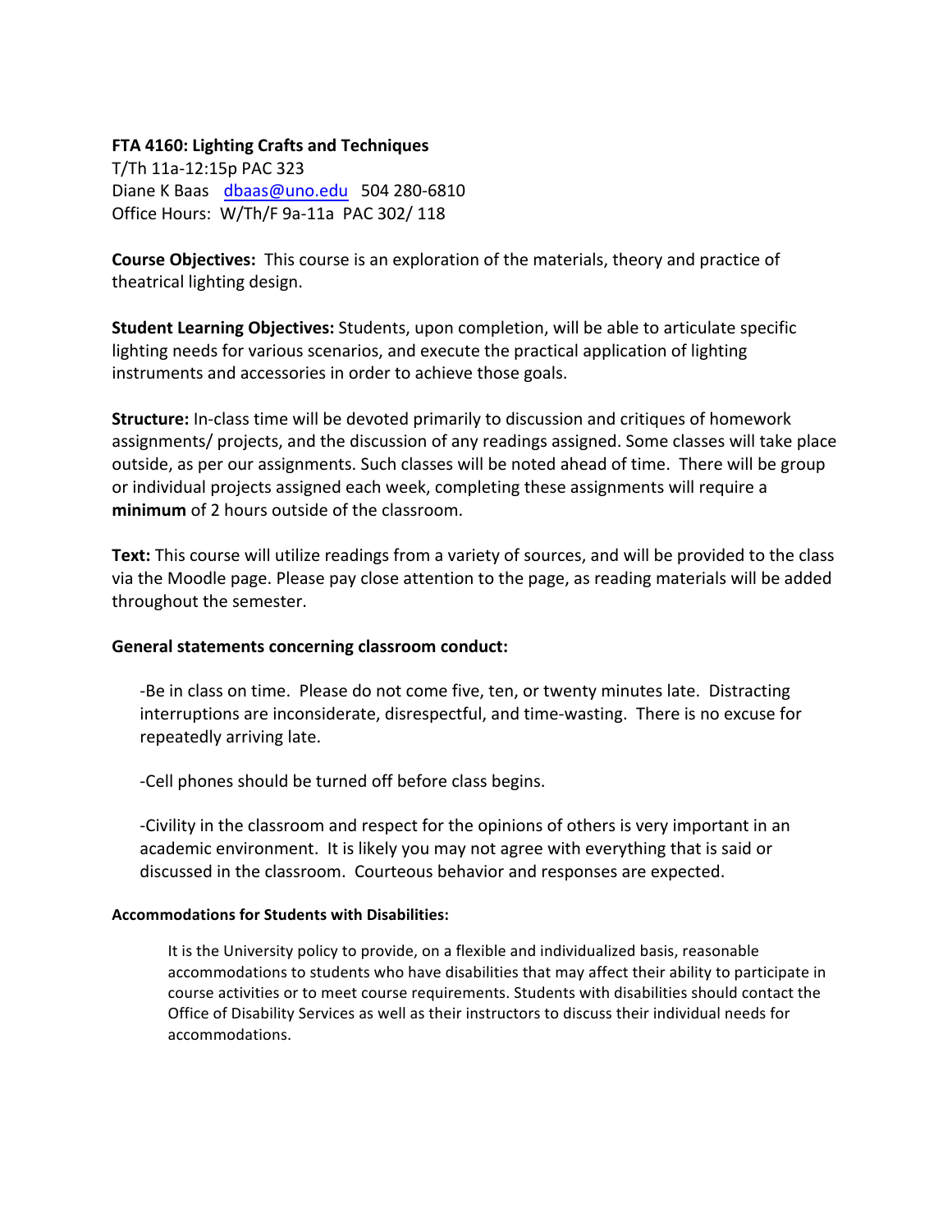**FTA 4160: Lighting Crafts and Techniques**
T/Th 11a-12:15p PAC 323
Diane K Baas   dbaas@uno.edu   504 280-6810
Office Hours:  W/Th/F 9a-11a  PAC 302/ 118

**Course Objectives:** This course is an exploration of the materials, theory and practice of theatrical lighting design.

**Student Learning Objectives:** Students, upon completion, will be able to articulate specific lighting needs for various scenarios, and execute the practical application of lighting instruments and accessories in order to achieve those goals.

**Structure:** In-class time will be devoted primarily to discussion and critiques of homework assignments/ projects, and the discussion of any readings assigned. Some classes will take place outside, as per our assignments. Such classes will be noted ahead of time.  There will be group or individual projects assigned each week, completing these assignments will require a **minimum** of 2 hours outside of the classroom.

**Text:** This course will utilize readings from a variety of sources, and will be provided to the class via the Moodle page. Please pay close attention to the page, as reading materials will be added throughout the semester.

**General statements concerning classroom conduct:**

-Be in class on time.  Please do not come five, ten, or twenty minutes late.  Distracting interruptions are inconsiderate, disrespectful, and time-wasting.  There is no excuse for repeatedly arriving late.

-Cell phones should be turned off before class begins.

-Civility in the classroom and respect for the opinions of others is very important in an academic environment.  It is likely you may not agree with everything that is said or discussed in the classroom.  Courteous behavior and responses are expected.

**Accommodations for Students with Disabilities:**

It is the University policy to provide, on a flexible and individualized basis, reasonable accommodations to students who have disabilities that may affect their ability to participate in course activities or to meet course requirements. Students with disabilities should contact the Office of Disability Services as well as their instructors to discuss their individual needs for accommodations.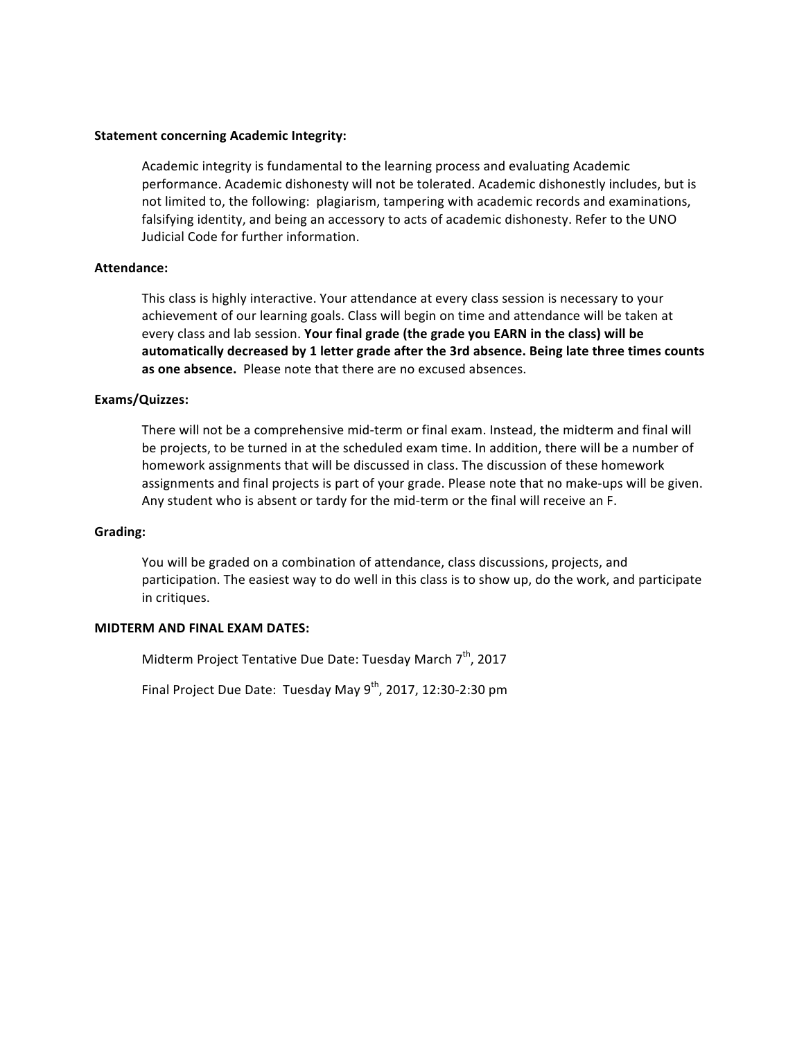**Statement concerning Academic Integrity:**

Academic integrity is fundamental to the learning process and evaluating Academic performance. Academic dishonesty will not be tolerated. Academic dishonestly includes, but is not limited to, the following: plagiarism, tampering with academic records and examinations, falsifying identity, and being an accessory to acts of academic dishonesty. Refer to the UNO Judicial Code for further information.

**Attendance:**

This class is highly interactive. Your attendance at every class session is necessary to your achievement of our learning goals. Class will begin on time and attendance will be taken at every class and lab session. **Your final grade (the grade you EARN in the class) will be automatically decreased by 1 letter grade after the 3rd absence. Being late three times counts as one absence.** Please note that there are no excused absences.

**Exams/Quizzes:**

There will not be a comprehensive mid-term or final exam. Instead, the midterm and final will be projects, to be turned in at the scheduled exam time. In addition, there will be a number of homework assignments that will be discussed in class. The discussion of these homework assignments and final projects is part of your grade. Please note that no make-ups will be given. Any student who is absent or tardy for the mid-term or the final will receive an F.

**Grading:**

You will be graded on a combination of attendance, class discussions, projects, and participation. The easiest way to do well in this class is to show up, do the work, and participate in critiques.

**MIDTERM AND FINAL EXAM DATES:**

Midterm Project Tentative Due Date: Tuesday March 7th, 2017

Final Project Due Date: Tuesday May 9th, 2017, 12:30-2:30 pm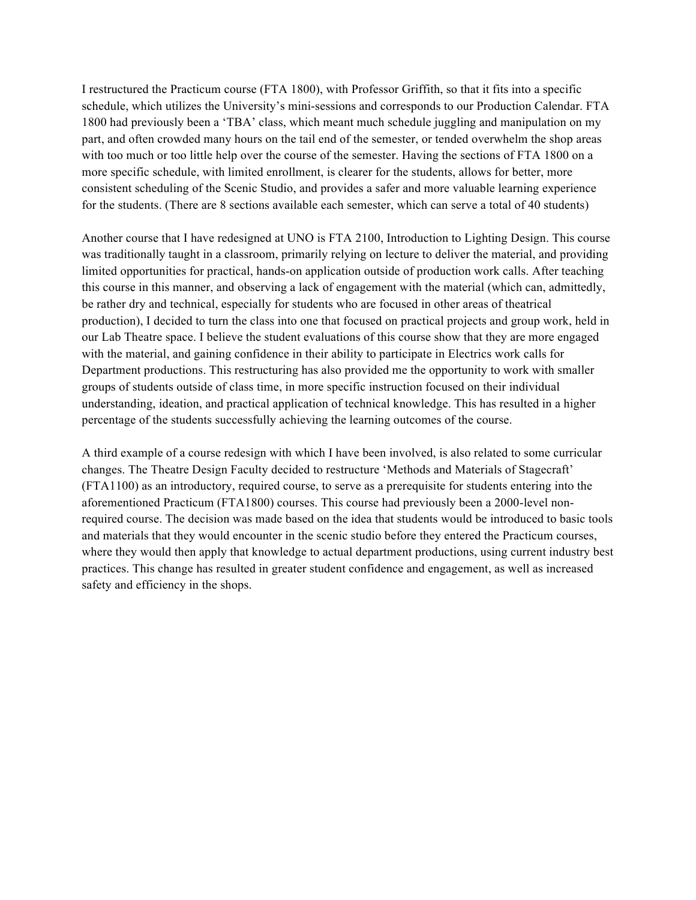I restructured the Practicum course (FTA 1800), with Professor Griffith, so that it fits into a specific schedule, which utilizes the University's mini-sessions and corresponds to our Production Calendar. FTA 1800 had previously been a 'TBA' class, which meant much schedule juggling and manipulation on my part, and often crowded many hours on the tail end of the semester, or tended overwhelm the shop areas with too much or too little help over the course of the semester. Having the sections of FTA 1800 on a more specific schedule, with limited enrollment, is clearer for the students, allows for better, more consistent scheduling of the Scenic Studio, and provides a safer and more valuable learning experience for the students. (There are 8 sections available each semester, which can serve a total of 40 students)

Another course that I have redesigned at UNO is FTA 2100, Introduction to Lighting Design. This course was traditionally taught in a classroom, primarily relying on lecture to deliver the material, and providing limited opportunities for practical, hands-on application outside of production work calls. After teaching this course in this manner, and observing a lack of engagement with the material (which can, admittedly, be rather dry and technical, especially for students who are focused in other areas of theatrical production), I decided to turn the class into one that focused on practical projects and group work, held in our Lab Theatre space. I believe the student evaluations of this course show that they are more engaged with the material, and gaining confidence in their ability to participate in Electrics work calls for Department productions. This restructuring has also provided me the opportunity to work with smaller groups of students outside of class time, in more specific instruction focused on their individual understanding, ideation, and practical application of technical knowledge. This has resulted in a higher percentage of the students successfully achieving the learning outcomes of the course.

A third example of a course redesign with which I have been involved, is also related to some curricular changes. The Theatre Design Faculty decided to restructure 'Methods and Materials of Stagecraft' (FTA1100) as an introductory, required course, to serve as a prerequisite for students entering into the aforementioned Practicum (FTA1800) courses. This course had previously been a 2000-level non-required course. The decision was made based on the idea that students would be introduced to basic tools and materials that they would encounter in the scenic studio before they entered the Practicum courses, where they would then apply that knowledge to actual department productions, using current industry best practices. This change has resulted in greater student confidence and engagement, as well as increased safety and efficiency in the shops.